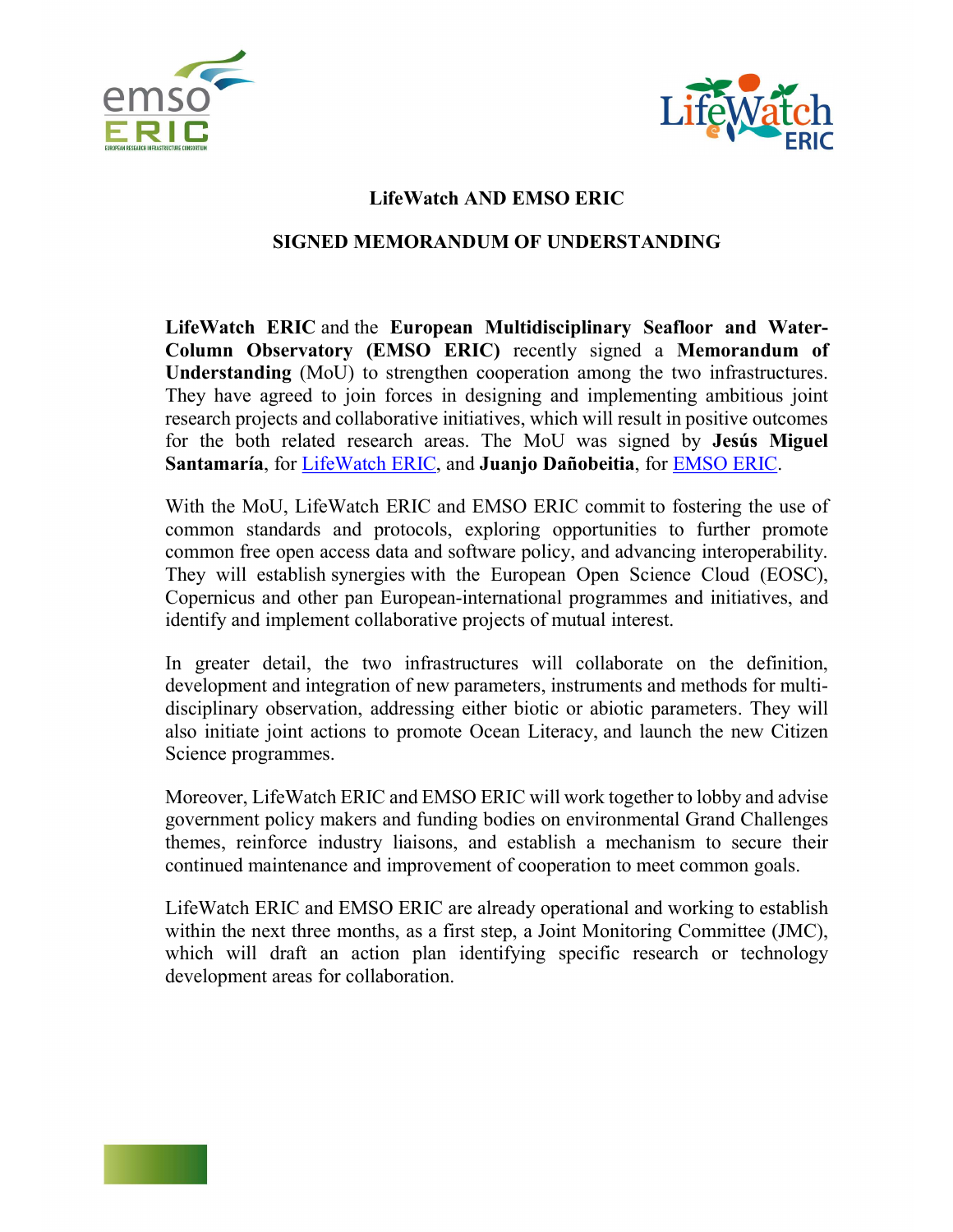# LifeWatch AND EMSO ERIC

## SIGNED MEMORANDUM OF UNDERSTANDING

**LifeWatch ERIC** and the **European Multidisciplinary Seafloor and Water-Column Observatory (EMSO ERIC)** recently signed a **Memorandum of Understanding** (MoU) to strengthen cooperation among the two infrastructures. They have agreed to join forces in designing and implementing ambitious joint research projects and collaborative initiatives, which will result in positive outcomes for the both related research areas. The MoU was signed by **Jesús Miguel Santamaría**, for LifeWatch ERIC, and **Juanjo Dañobeitia**, for EMSO ERIC.

With the MoU, LifeWatch ERIC and EMSO ERIC commit to fostering the use of common standards and protocols, exploring opportunities to further promote common free open access data and software policy, and advancing interoperability. They will establish synergies with the European Open Science Cloud (EOSC), Copernicus and other pan European-international programmes and initiatives, and identify and implement collaborative projects of mutual interest.

In greater detail, the two infrastructures will collaborate on the definition, development and integration of new parameters, instruments and methods for multi-disciplinary observation, addressing either biotic or abiotic parameters. They will also initiate joint actions to promote Ocean Literacy, and launch the new Citizen Science programmes.

Moreover, LifeWatch ERIC and EMSO ERIC will work together to lobby and advise government policy makers and funding bodies on environmental Grand Challenges themes, reinforce industry liaisons, and establish a mechanism to secure their continued maintenance and improvement of cooperation to meet common goals.

LifeWatch ERIC and EMSO ERIC are already operational and working to establish within the next three months, as a first step, a Joint Monitoring Committee (JMC), which will draft an action plan identifying specific research or technology development areas for collaboration.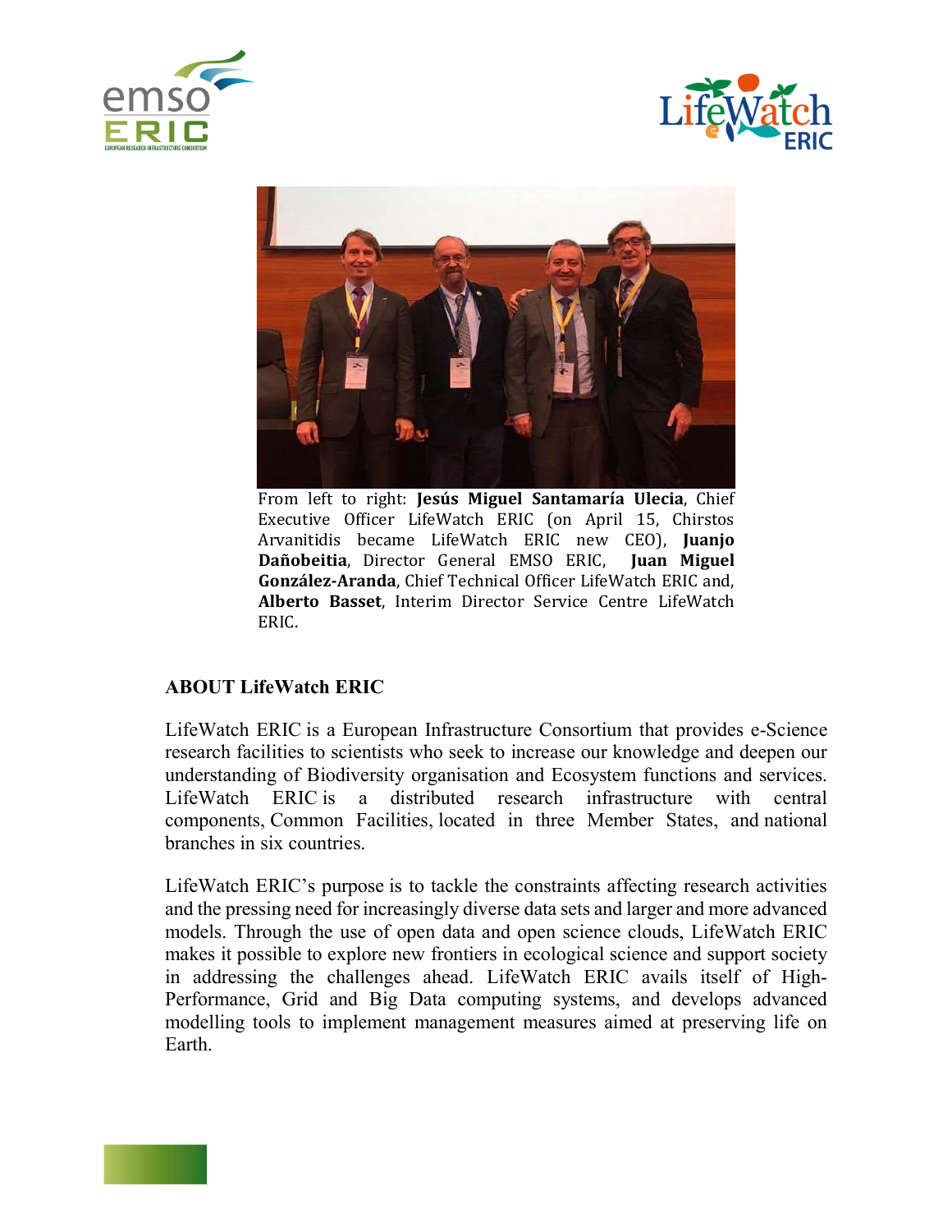From left to right: **Jesús Miguel Santamaría Ulecia**, Chief Executive Officer LifeWatch ERIC (on April 15, Chirstos Arvanitidis became LifeWatch ERIC new CEO), **Juanjo Dañobeitia**, Director General EMSO ERIC, **Juan Miguel González-Aranda**, Chief Technical Officer LifeWatch ERIC and, **Alberto Basset**, Interim Director Service Centre LifeWatch ERIC.

## ABOUT LifeWatch ERIC

LifeWatch ERIC is a European Infrastructure Consortium that provides e-Science research facilities to scientists who seek to increase our knowledge and deepen our understanding of Biodiversity organisation and Ecosystem functions and services. LifeWatch ERIC is a distributed research infrastructure with central components, Common Facilities, located in three Member States, and national branches in six countries.

LifeWatch ERIC's purpose is to tackle the constraints affecting research activities and the pressing need for increasingly diverse data sets and larger and more advanced models. Through the use of open data and open science clouds, LifeWatch ERIC makes it possible to explore new frontiers in ecological science and support society in addressing the challenges ahead. LifeWatch ERIC avails itself of High-Performance, Grid and Big Data computing systems, and develops advanced modelling tools to implement management measures aimed at preserving life on Earth.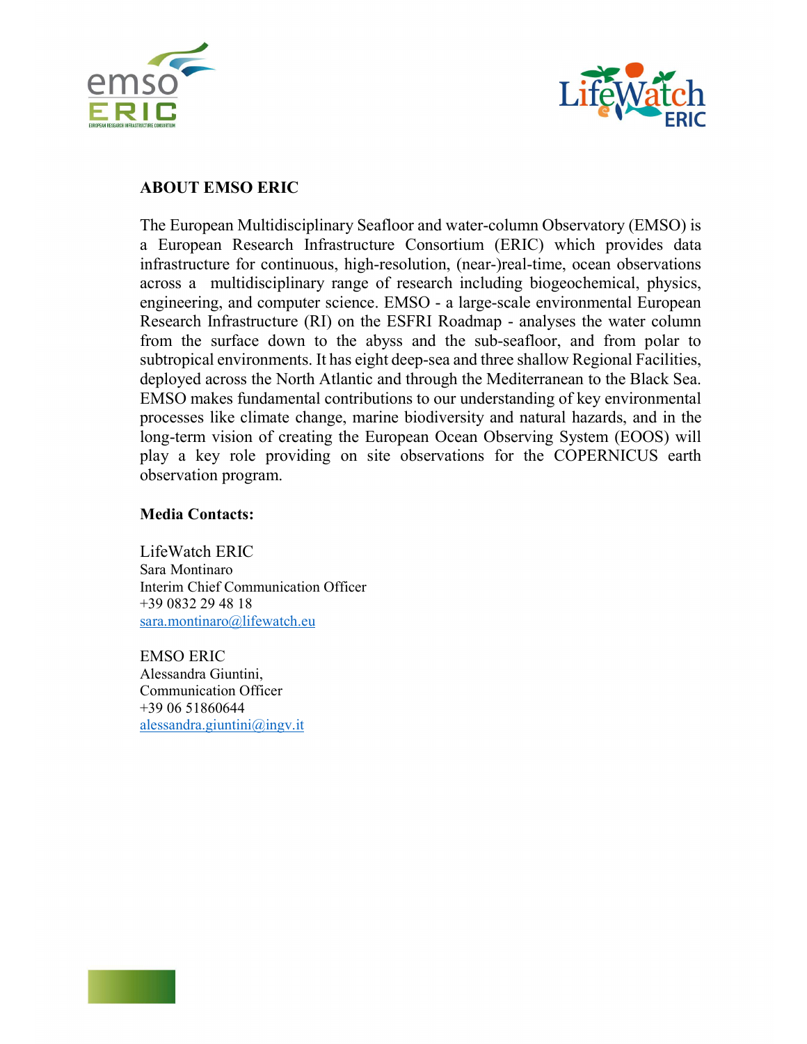**ABOUT EMSO ERIC**

The European Multidisciplinary Seafloor and water-column Observatory (EMSO) is a European Research Infrastructure Consortium (ERIC) which provides data infrastructure for continuous, high-resolution, (near-)real-time, ocean observations across a multidisciplinary range of research including biogeochemical, physics, engineering, and computer science. EMSO - a large-scale environmental European Research Infrastructure (RI) on the ESFRI Roadmap - analyses the water column from the surface down to the abyss and the sub-seafloor, and from polar to subtropical environments. It has eight deep-sea and three shallow Regional Facilities, deployed across the North Atlantic and through the Mediterranean to the Black Sea. EMSO makes fundamental contributions to our understanding of key environmental processes like climate change, marine biodiversity and natural hazards, and in the long-term vision of creating the European Ocean Observing System (EOOS) will play a key role providing on site observations for the COPERNICUS earth observation program.

**Media Contacts:**

LifeWatch ERIC
Sara Montinaro
Interim Chief Communication Officer
+39 0832 29 48 18
sara.montinaro@lifewatch.eu

EMSO ERIC
Alessandra Giuntini,
Communication Officer
+39 06 51860644
alessandra.giuntini@ingv.it